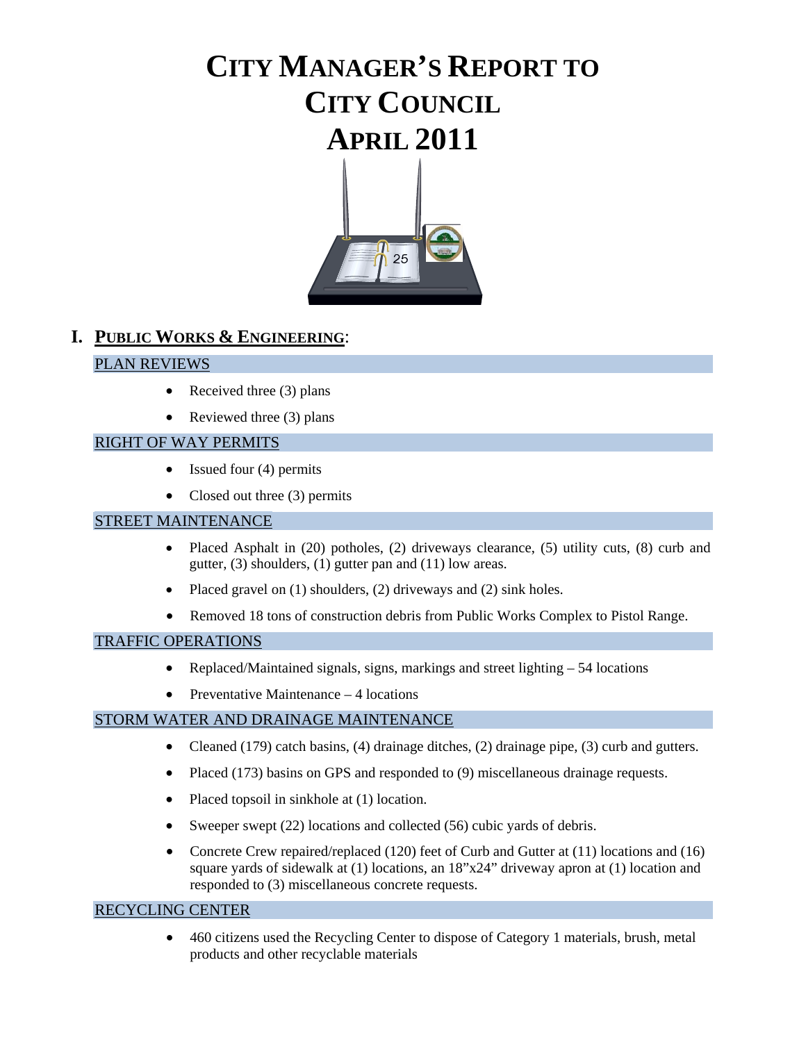# CITY MANAGER'S REPORT TO CITY COUNCIL APRIL 2011

## I. PUBLIC WORKS & ENGINEERING:

### PLAN REVIEWS

- Received three (3) plans
- Reviewed three (3) plans

### RIGHT OF WAY PERMITS

- Issued four (4) permits
- Closed out three (3) permits

### STREET MAINTENANCE

- Placed Asphalt in (20) potholes, (2) driveways clearance, (5) utility cuts, (8) curb and gutter, (3) shoulders, (1) gutter pan and (11) low areas.
- Placed gravel on (1) shoulders, (2) driveways and (2) sink holes.
- Removed 18 tons of construction debris from Public Works Complex to Pistol Range.

### TRAFFIC OPERATIONS

- Replaced/Maintained signals, signs, markings and street lighting – 54 locations
- Preventative Maintenance – 4 locations

### STORM WATER AND DRAINAGE MAINTENANCE

- Cleaned (179) catch basins, (4) drainage ditches, (2) drainage pipe, (3) curb and gutters.
- Placed (173) basins on GPS and responded to (9) miscellaneous drainage requests.
- Placed topsoil in sinkhole at (1) location.
- Sweeper swept (22) locations and collected (56) cubic yards of debris.
- Concrete Crew repaired/replaced (120) feet of Curb and Gutter at (11) locations and (16) square yards of sidewalk at (1) locations, an 18"x24" driveway apron at (1) location and responded to (3) miscellaneous concrete requests.

### RECYCLING CENTER

- 460 citizens used the Recycling Center to dispose of Category 1 materials, brush, metal products and other recyclable materials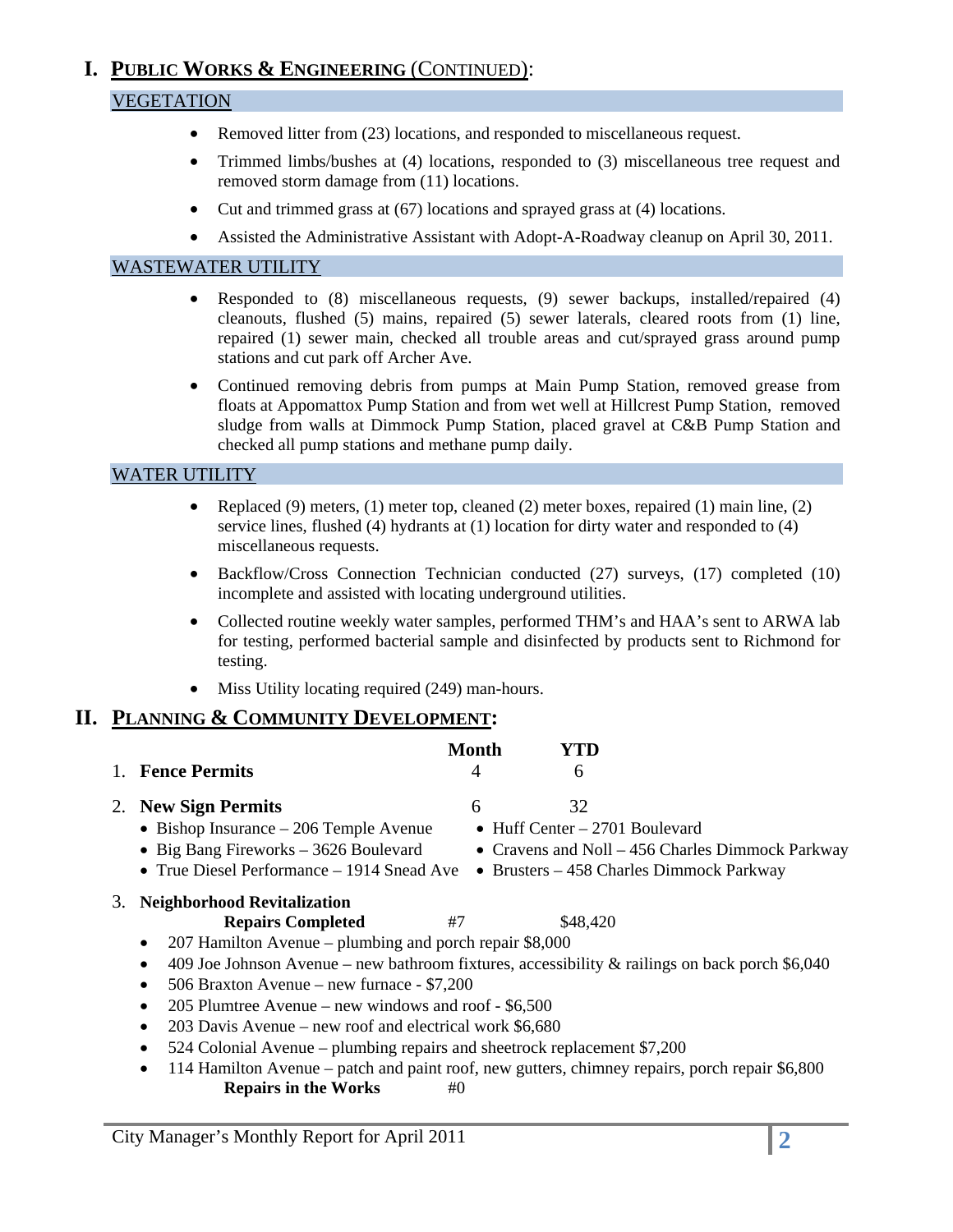# I. PUBLIC WORKS & ENGINEERING (CONTINUED):

### VEGETATION

- Removed litter from (23) locations, and responded to miscellaneous request.
- Trimmed limbs/bushes at (4) locations, responded to (3) miscellaneous tree request and removed storm damage from (11) locations.
- Cut and trimmed grass at (67) locations and sprayed grass at (4) locations.
- Assisted the Administrative Assistant with Adopt-A-Roadway cleanup on April 30, 2011.

### WASTEWATER UTILITY

- Responded to (8) miscellaneous requests, (9) sewer backups, installed/repaired (4) cleanouts, flushed (5) mains, repaired (5) sewer laterals, cleared roots from (1) line, repaired (1) sewer main, checked all trouble areas and cut/sprayed grass around pump stations and cut park off Archer Ave.
- Continued removing debris from pumps at Main Pump Station, removed grease from floats at Appomattox Pump Station and from wet well at Hillcrest Pump Station, removed sludge from walls at Dimmock Pump Station, placed gravel at C&B Pump Station and checked all pump stations and methane pump daily.

### WATER UTILITY

- Replaced (9) meters, (1) meter top, cleaned (2) meter boxes, repaired (1) main line, (2) service lines, flushed (4) hydrants at (1) location for dirty water and responded to (4) miscellaneous requests.
- Backflow/Cross Connection Technician conducted (27) surveys, (17) completed (10) incomplete and assisted with locating underground utilities.
- Collected routine weekly water samples, performed THM's and HAA's sent to ARWA lab for testing, performed bacterial sample and disinfected by products sent to Richmond for testing.
- Miss Utility locating required (249) man-hours.

# II. PLANNING & COMMUNITY DEVELOPMENT:

| | Month | YTD |
|---|---|---|
| 1. **Fence Permits** | 4 | 6 |
| 2. **New Sign Permits** | 6 | 32 |

- Bishop Insurance – 206 Temple Avenue
- Big Bang Fireworks – 3626 Boulevard
- True Diesel Performance – 1914 Snead Ave
- Huff Center – 2701 Boulevard
- Cravens and Noll – 456 Charles Dimmock Parkway
- Brusters – 458 Charles Dimmock Parkway

3. **Neighborhood Revitalization**

**Repairs Completed** #7 $48,420

- 207 Hamilton Avenue – plumbing and porch repair $8,000
- 409 Joe Johnson Avenue – new bathroom fixtures, accessibility & railings on back porch $6,040
- 506 Braxton Avenue – new furnace - $7,200
- 205 Plumtree Avenue – new windows and roof - $6,500
- 203 Davis Avenue – new roof and electrical work $6,680
- 524 Colonial Avenue – plumbing repairs and sheetrock replacement $7,200
- 114 Hamilton Avenue – patch and paint roof, new gutters, chimney repairs, porch repair $6,800

**Repairs in the Works** #0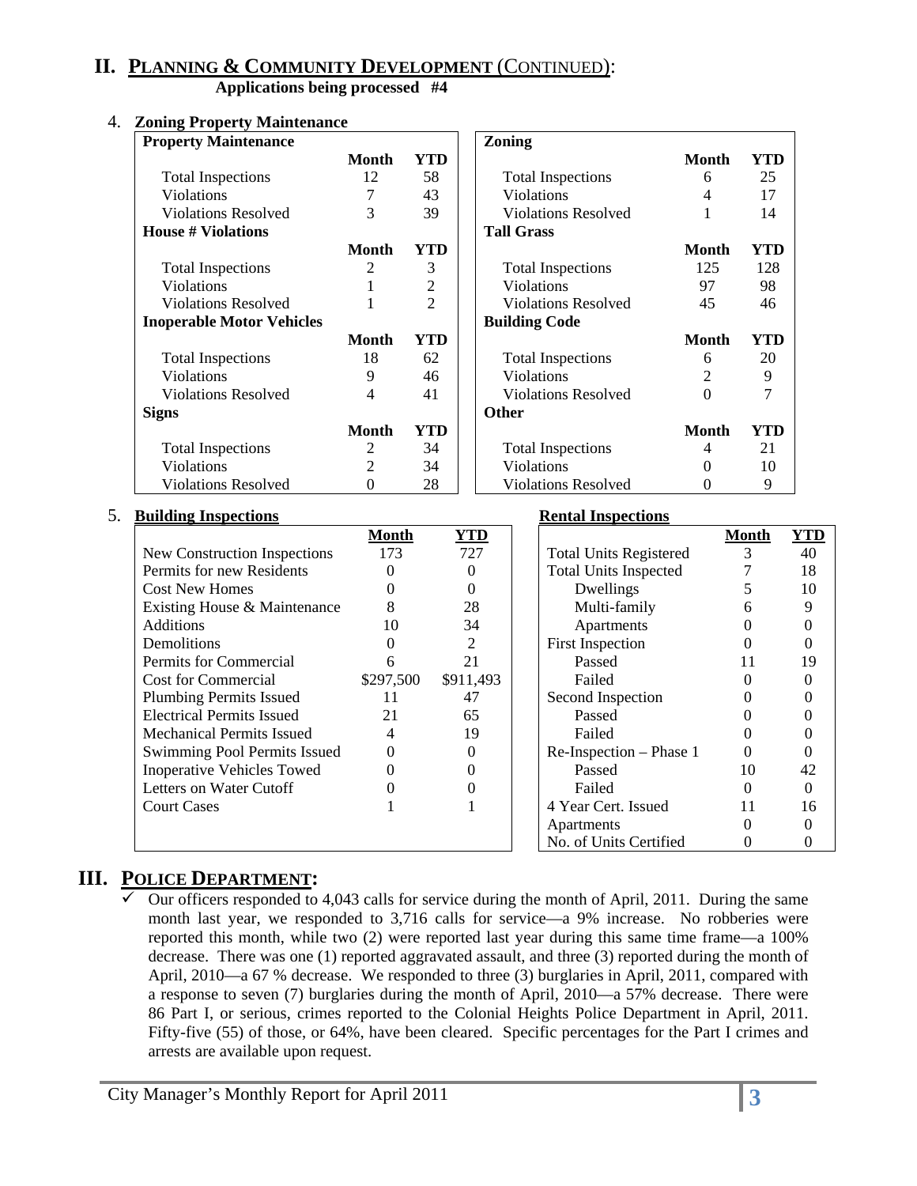## II. PLANNING & COMMUNITY DEVELOPMENT (CONTINUED):

**Applications being processed #4**

4. **Zoning Property Maintenance**

| **Property Maintenance** | **Month** | **YTD** | **Zoning** | **Month** | **YTD** |
|---|---|---|---|---|---|
| Total Inspections | 12 | 58 | Total Inspections | 6 | 25 |
| Violations | 7 | 43 | Violations | 4 | 17 |
| Violations Resolved | 3 | 39 | Violations Resolved | 1 | 14 |
| **House # Violations** | **Month** | **YTD** | **Tall Grass** | **Month** | **YTD** |
| Total Inspections | 2 | 3 | Total Inspections | 125 | 128 |
| Violations | 1 | 2 | Violations | 97 | 98 |
| Violations Resolved | 1 | 2 | Violations Resolved | 45 | 46 |
| **Inoperable Motor Vehicles** | **Month** | **YTD** | **Building Code** | **Month** | **YTD** |
| Total Inspections | 18 | 62 | Total Inspections | 6 | 20 |
| Violations | 9 | 46 | Violations | 2 | 9 |
| Violations Resolved | 4 | 41 | Violations Resolved | 0 | 7 |
| **Signs** | **Month** | **YTD** | **Other** | **Month** | **YTD** |
| Total Inspections | 2 | 34 | Total Inspections | 4 | 21 |
| Violations | 2 | 34 | Violations | 0 | 10 |
| Violations Resolved | 0 | 28 | Violations Resolved | 0 | 9 |

5. **Building Inspections**

| | **Month** | **YTD** |
|---|---|---|
| New Construction Inspections | 173 | 727 |
| Permits for new Residents | 0 | 0 |
| Cost New Homes | 0 | 0 |
| Existing House & Maintenance | 8 | 28 |
| Additions | 10 | 34 |
| Demolitions | 0 | 2 |
| Permits for Commercial | 6 | 21 |
| Cost for Commercial | $297,500 | $911,493 |
| Plumbing Permits Issued | 11 | 47 |
| Electrical Permits Issued | 21 | 65 |
| Mechanical Permits Issued | 4 | 19 |
| Swimming Pool Permits Issued | 0 | 0 |
| Inoperative Vehicles Towed | 0 | 0 |
| Letters on Water Cutoff | 0 | 0 |
| Court Cases | 1 | 1 |

**Rental Inspections**

| | **Month** | **YTD** |
|---|---|---|
| Total Units Registered | 3 | 40 |
| Total Units Inspected | 7 | 18 |
| Dwellings | 5 | 10 |
| Multi-family | 6 | 9 |
| Apartments | 0 | 0 |
| First Inspection | 0 | 0 |
| Passed | 11 | 19 |
| Failed | 0 | 0 |
| Second Inspection | 0 | 0 |
| Passed | 0 | 0 |
| Failed | 0 | 0 |
| Re-Inspection – Phase 1 | 0 | 0 |
| Passed | 10 | 42 |
| Failed | 0 | 0 |
| 4 Year Cert. Issued | 11 | 16 |
| Apartments | 0 | 0 |
| No. of Units Certified | 0 | 0 |

## III. POLICE DEPARTMENT:

- ✓ Our officers responded to 4,043 calls for service during the month of April, 2011. During the same month last year, we responded to 3,716 calls for service—a 9% increase. No robberies were reported this month, while two (2) were reported last year during this same time frame—a 100% decrease. There was one (1) reported aggravated assault, and three (3) reported during the month of April, 2010—a 67 % decrease. We responded to three (3) burglaries in April, 2011, compared with a response to seven (7) burglaries during the month of April, 2010—a 57% decrease. There were 86 Part I, or serious, crimes reported to the Colonial Heights Police Department in April, 2011. Fifty-five (55) of those, or 64%, have been cleared. Specific percentages for the Part I crimes and arrests are available upon request.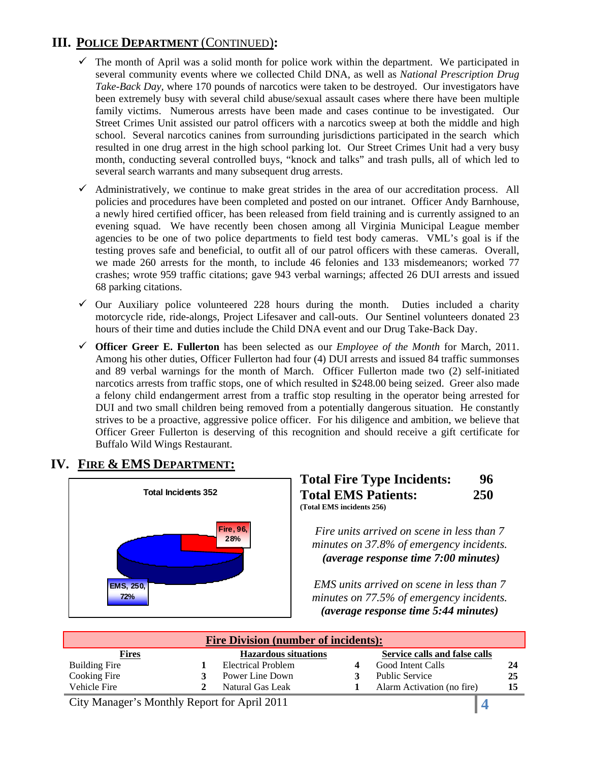## III. POLICE DEPARTMENT (CONTINUED):

- ✓ The month of April was a solid month for police work within the department. We participated in several community events where we collected Child DNA, as well as *National Prescription Drug Take-Back Day*, where 170 pounds of narcotics were taken to be destroyed. Our investigators have been extremely busy with several child abuse/sexual assault cases where there have been multiple family victims. Numerous arrests have been made and cases continue to be investigated. Our Street Crimes Unit assisted our patrol officers with a narcotics sweep at both the middle and high school. Several narcotics canines from surrounding jurisdictions participated in the search which resulted in one drug arrest in the high school parking lot. Our Street Crimes Unit had a very busy month, conducting several controlled buys, "knock and talks" and trash pulls, all of which led to several search warrants and many subsequent drug arrests.
- ✓ Administratively, we continue to make great strides in the area of our accreditation process. All policies and procedures have been completed and posted on our intranet. Officer Andy Barnhouse, a newly hired certified officer, has been released from field training and is currently assigned to an evening squad. We have recently been chosen among all Virginia Municipal League member agencies to be one of two police departments to field test body cameras. VML's goal is if the testing proves safe and beneficial, to outfit all of our patrol officers with these cameras. Overall, we made 260 arrests for the month, to include 46 felonies and 133 misdemeanors; worked 77 crashes; wrote 959 traffic citations; gave 943 verbal warnings; affected 26 DUI arrests and issued 68 parking citations.
- ✓ Our Auxiliary police volunteered 228 hours during the month. Duties included a charity motorcycle ride, ride-alongs, Project Lifesaver and call-outs. Our Sentinel volunteers donated 23 hours of their time and duties include the Child DNA event and our Drug Take-Back Day.
- ✓ **Officer Greer E. Fullerton** has been selected as our *Employee of the Month* for March, 2011. Among his other duties, Officer Fullerton had four (4) DUI arrests and issued 84 traffic summonses and 89 verbal warnings for the month of March. Officer Fullerton made two (2) self-initiated narcotics arrests from traffic stops, one of which resulted in $248.00 being seized. Greer also made a felony child endangerment arrest from a traffic stop resulting in the operator being arrested for DUI and two small children being removed from a potentially dangerous situation. He constantly strives to be a proactive, aggressive police officer. For his diligence and ambition, we believe that Officer Greer Fullerton is deserving of this recognition and should receive a gift certificate for Buffalo Wild Wings Restaurant.

## IV. FIRE & EMS DEPARTMENT:

**Total Incidents 352**

- Fire, 96, 28%
- EMS, 250, 72%

**Total Fire Type Incidents: 96**
**Total EMS Patients: 250**
**(Total EMS incidents 256)**

*Fire units arrived on scene in less than 7 minutes on 37.8% of emergency incidents.* ***(average response time 7:00 minutes)***

*EMS units arrived on scene in less than 7 minutes on 77.5% of emergency incidents.* ***(average response time 5:44 minutes)***

| **Fire Division (number of incidents):** | | | | | |
|---|---|---|---|---|---|
| **Fires** | | **Hazardous situations** | | **Service calls and false calls** | |
| Building Fire | **1** | Electrical Problem | **4** | Good Intent Calls | **24** |
| Cooking Fire | **3** | Power Line Down | **3** | Public Service | **25** |
| Vehicle Fire | **2** | Natural Gas Leak | **1** | Alarm Activation (no fire) | **15** |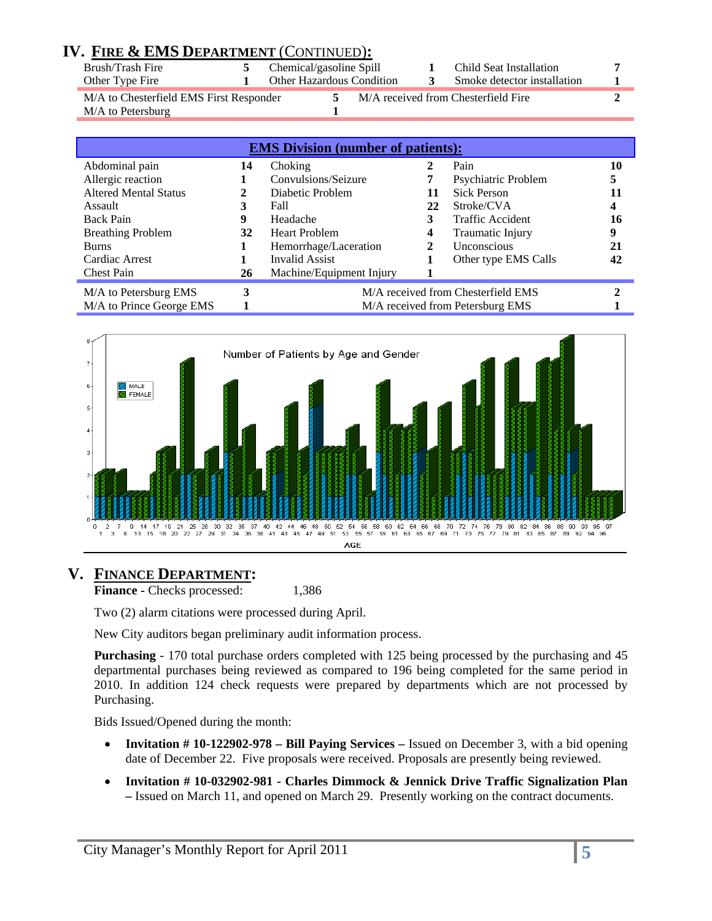## IV. FIRE & EMS DEPARTMENT (CONTINUED):

| | | | | | |
|---|---|---|---|---|---|
| Brush/Trash Fire | 5 | Chemical/gasoline Spill | 1 | Child Seat Installation | 7 |
| Other Type Fire | 1 | Other Hazardous Condition | 3 | Smoke detector installation | 1 |

| | | | |
|---|---|---|---|
| M/A to Chesterfield EMS First Responder | 5 | M/A received from Chesterfield Fire | 2 |
| M/A to Petersburg | 1 | | |

**EMS Division (number of patients):**

| | | | | | |
|---|---|---|---|---|---|
| Abdominal pain | 14 | Choking | 2 | Pain | 10 |
| Allergic reaction | 1 | Convulsions/Seizure | 7 | Psychiatric Problem | 5 |
| Altered Mental Status | 2 | Diabetic Problem | 11 | Sick Person | 11 |
| Assault | 3 | Fall | 22 | Stroke/CVA | 4 |
| Back Pain | 9 | Headache | 3 | Traffic Accident | 16 |
| Breathing Problem | 32 | Heart Problem | 4 | Traumatic Injury | 9 |
| Burns | 1 | Hemorrhage/Laceration | 2 | Unconscious | 21 |
| Cardiac Arrest | 1 | Invalid Assist | 1 | Other type EMS Calls | 42 |
| Chest Pain | 26 | Machine/Equipment Injury | 1 | | |

| | | | |
|---|---|---|---|
| M/A to Petersburg EMS | 3 | M/A received from Chesterfield EMS | 2 |
| M/A to Prince George EMS | 1 | M/A received from Petersburg EMS | 1 |

Number of Patients by Age and Gender

## V. FINANCE DEPARTMENT:

**Finance** - Checks processed: 1,386

Two (2) alarm citations were processed during April.

New City auditors began preliminary audit information process.

**Purchasing** - 170 total purchase orders completed with 125 being processed by the purchasing and 45 departmental purchases being reviewed as compared to 196 being completed for the same period in 2010. In addition 124 check requests were prepared by departments which are not processed by Purchasing.

Bids Issued/Opened during the month:

- **Invitation # 10-122902-978 – Bill Paying Services –** Issued on December 3, with a bid opening date of December 22. Five proposals were received. Proposals are presently being reviewed.
- **Invitation # 10-032902-981 - Charles Dimmock & Jennick Drive Traffic Signalization Plan –** Issued on March 11, and opened on March 29. Presently working on the contract documents.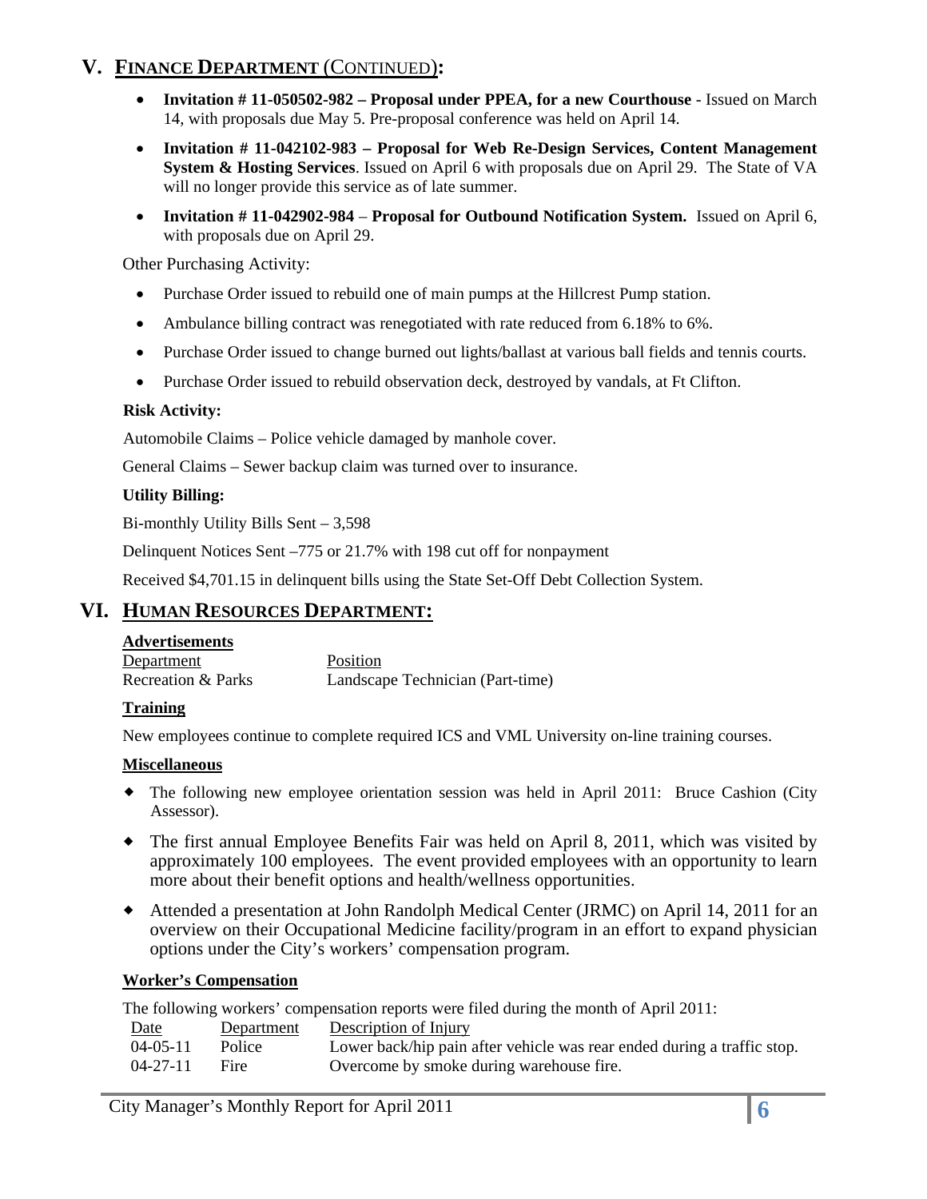## V. FINANCE DEPARTMENT (CONTINUED):

- **Invitation # 11-050502-982 – Proposal under PPEA, for a new Courthouse** - Issued on March 14, with proposals due May 5. Pre-proposal conference was held on April 14.
- **Invitation # 11-042102-983 – Proposal for Web Re-Design Services, Content Management System & Hosting Services**. Issued on April 6 with proposals due on April 29. The State of VA will no longer provide this service as of late summer.
- **Invitation # 11-042902-984** – **Proposal for Outbound Notification System.** Issued on April 6, with proposals due on April 29.

Other Purchasing Activity:

- Purchase Order issued to rebuild one of main pumps at the Hillcrest Pump station.
- Ambulance billing contract was renegotiated with rate reduced from 6.18% to 6%.
- Purchase Order issued to change burned out lights/ballast at various ball fields and tennis courts.
- Purchase Order issued to rebuild observation deck, destroyed by vandals, at Ft Clifton.

**Risk Activity:**

Automobile Claims – Police vehicle damaged by manhole cover.

General Claims – Sewer backup claim was turned over to insurance.

**Utility Billing:**

Bi-monthly Utility Bills Sent – 3,598

Delinquent Notices Sent –775 or 21.7% with 198 cut off for nonpayment

Received $4,701.15 in delinquent bills using the State Set-Off Debt Collection System.

## VI. HUMAN RESOURCES DEPARTMENT:

**Advertisements**

| Department | Position |
|---|---|
| Recreation & Parks | Landscape Technician (Part-time) |

**Training**

New employees continue to complete required ICS and VML University on-line training courses.

**Miscellaneous**

- The following new employee orientation session was held in April 2011: Bruce Cashion (City Assessor).
- The first annual Employee Benefits Fair was held on April 8, 2011, which was visited by approximately 100 employees. The event provided employees with an opportunity to learn more about their benefit options and health/wellness opportunities.
- Attended a presentation at John Randolph Medical Center (JRMC) on April 14, 2011 for an overview on their Occupational Medicine facility/program in an effort to expand physician options under the City's workers' compensation program.

**Worker's Compensation**

The following workers' compensation reports were filed during the month of April 2011:

| Date | Department | Description of Injury |
|---|---|---|
| 04-05-11 | Police | Lower back/hip pain after vehicle was rear ended during a traffic stop. |
| 04-27-11 | Fire | Overcome by smoke during warehouse fire. |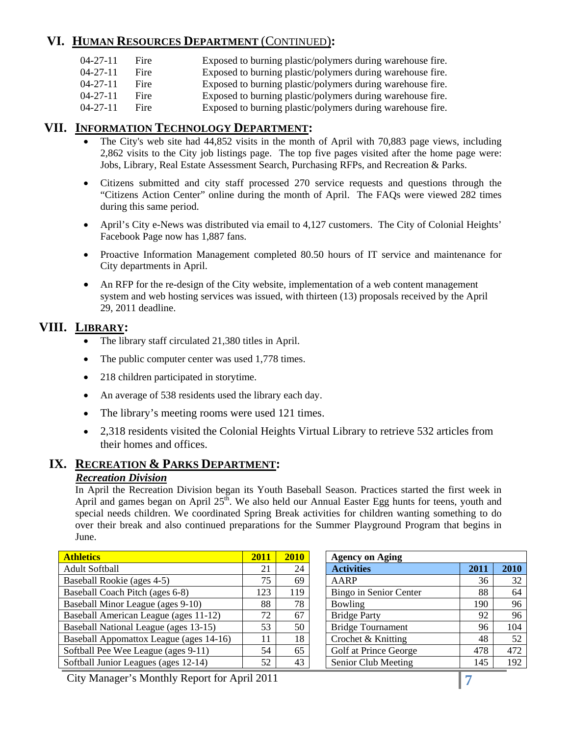## VI. HUMAN RESOURCES DEPARTMENT (CONTINUED):

| | | |
|---|---|---|
| 04-27-11 | Fire | Exposed to burning plastic/polymers during warehouse fire. |
| 04-27-11 | Fire | Exposed to burning plastic/polymers during warehouse fire. |
| 04-27-11 | Fire | Exposed to burning plastic/polymers during warehouse fire. |
| 04-27-11 | Fire | Exposed to burning plastic/polymers during warehouse fire. |
| 04-27-11 | Fire | Exposed to burning plastic/polymers during warehouse fire. |

## VII. INFORMATION TECHNOLOGY DEPARTMENT:

- The City's web site had 44,852 visits in the month of April with 70,883 page views, including 2,862 visits to the City job listings page. The top five pages visited after the home page were: Jobs, Library, Real Estate Assessment Search, Purchasing RFPs, and Recreation & Parks.
- Citizens submitted and city staff processed 270 service requests and questions through the "Citizens Action Center" online during the month of April. The FAQs were viewed 282 times during this same period.
- April's City e-News was distributed via email to 4,127 customers. The City of Colonial Heights' Facebook Page now has 1,887 fans.
- Proactive Information Management completed 80.50 hours of IT service and maintenance for City departments in April.
- An RFP for the re-design of the City website, implementation of a web content management system and web hosting services was issued, with thirteen (13) proposals received by the April 29, 2011 deadline.

## VIII. LIBRARY:

- The library staff circulated 21,380 titles in April.
- The public computer center was used 1,778 times.
- 218 children participated in storytime.
- An average of 538 residents used the library each day.
- The library's meeting rooms were used 121 times.
- 2,318 residents visited the Colonial Heights Virtual Library to retrieve 532 articles from their homes and offices.

## IX. RECREATION & PARKS DEPARTMENT:

### *Recreation Division*

In April the Recreation Division began its Youth Baseball Season. Practices started the first week in April and games began on April 25th. We also held our Annual Easter Egg hunts for teens, youth and special needs children. We coordinated Spring Break activities for children wanting something to do over their break and also continued preparations for the Summer Playground Program that begins in June.

| Athletics | 2011 | 2010 |
|---|---|---|
| Adult Softball | 21 | 24 |
| Baseball Rookie (ages 4-5) | 75 | 69 |
| Baseball Coach Pitch (ages 6-8) | 123 | 119 |
| Baseball Minor League (ages 9-10) | 88 | 78 |
| Baseball American League (ages 11-12) | 72 | 67 |
| Baseball National League (ages 13-15) | 53 | 50 |
| Baseball Appomattox League (ages 14-16) | 11 | 18 |
| Softball Pee Wee League (ages 9-11) | 54 | 65 |
| Softball Junior Leagues (ages 12-14) | 52 | 43 |

| Agency on Aging | | |
|---|---|---|
| **Activities** | **2011** | **2010** |
| AARP | 36 | 32 |
| Bingo in Senior Center | 88 | 64 |
| Bowling | 190 | 96 |
| Bridge Party | 92 | 96 |
| Bridge Tournament | 96 | 104 |
| Crochet & Knitting | 48 | 52 |
| Golf at Prince George | 478 | 472 |
| Senior Club Meeting | 145 | 192 |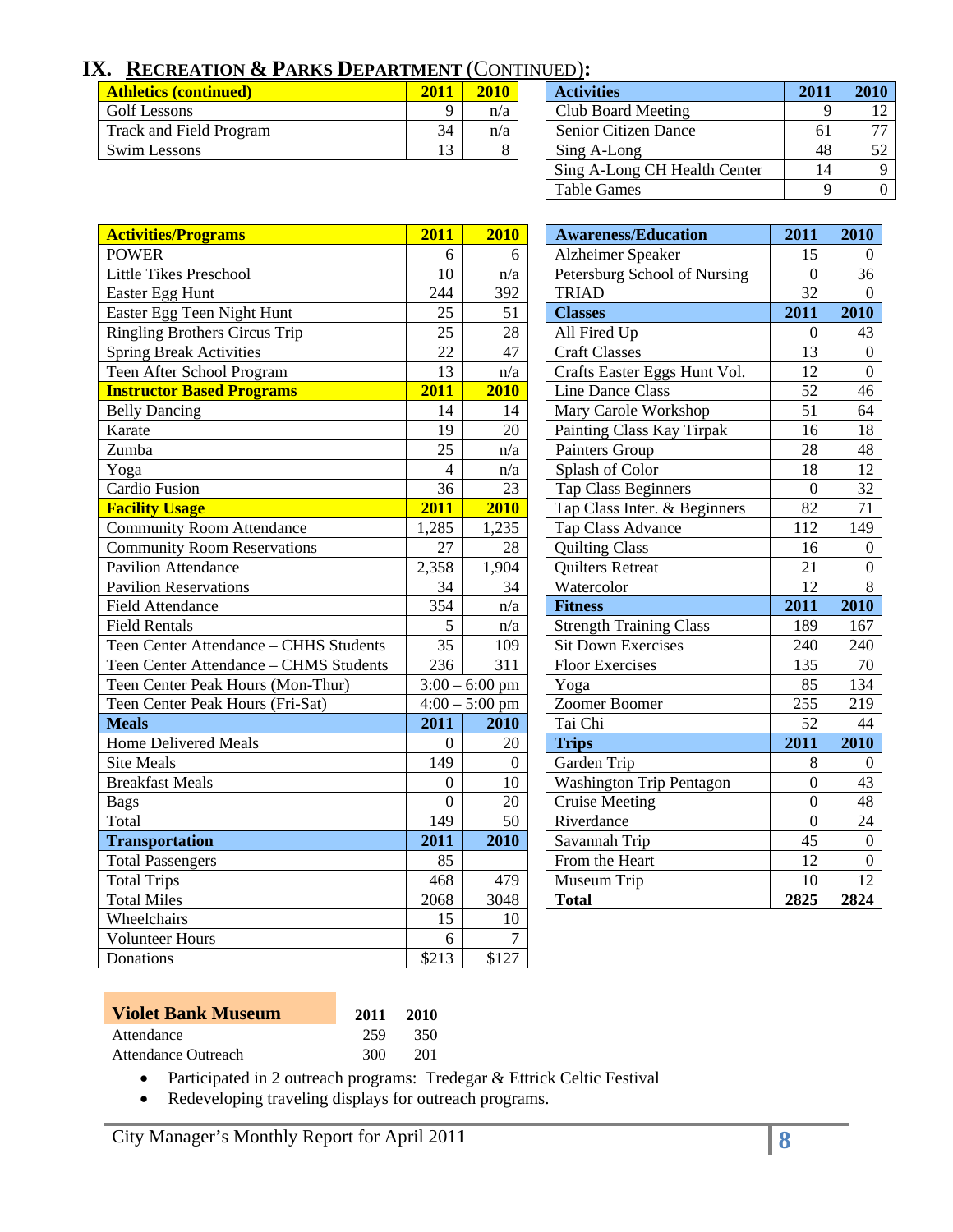## IX. RECREATION & PARKS DEPARTMENT (CONTINUED):

| Athletics (continued) | 2011 | 2010 |
|---|---|---|
| Golf Lessons | 9 | n/a |
| Track and Field Program | 34 | n/a |
| Swim Lessons | 13 | 8 |

| Activities | 2011 | 2010 |
|---|---|---|
| Club Board Meeting | 9 | 12 |
| Senior Citizen Dance | 61 | 77 |
| Sing A-Long | 48 | 52 |
| Sing A-Long CH Health Center | 14 | 9 |
| Table Games | 9 | 0 |

| Activities/Programs | 2011 | 2010 |
|---|---|---|
| POWER | 6 | 6 |
| Little Tikes Preschool | 10 | n/a |
| Easter Egg Hunt | 244 | 392 |
| Easter Egg Teen Night Hunt | 25 | 51 |
| Ringling Brothers Circus Trip | 25 | 28 |
| Spring Break Activities | 22 | 47 |
| Teen After School Program | 13 | n/a |
| **Instructor Based Programs** | **2011** | **2010** |
| Belly Dancing | 14 | 14 |
| Karate | 19 | 20 |
| Zumba | 25 | n/a |
| Yoga | 4 | n/a |
| Cardio Fusion | 36 | 23 |
| **Facility Usage** | **2011** | **2010** |
| Community Room Attendance | 1,285 | 1,235 |
| Community Room Reservations | 27 | 28 |
| Pavilion Attendance | 2,358 | 1,904 |
| Pavilion Reservations | 34 | 34 |
| Field Attendance | 354 | n/a |
| Field Rentals | 5 | n/a |
| Teen Center Attendance – CHHS Students | 35 | 109 |
| Teen Center Attendance – CHMS Students | 236 | 311 |
| Teen Center Peak Hours (Mon-Thur) | 3:00 – 6:00 pm | |
| Teen Center Peak Hours (Fri-Sat) | 4:00 – 5:00 pm | |
| **Meals** | **2011** | **2010** |
| Home Delivered Meals | 0 | 20 |
| Site Meals | 149 | 0 |
| Breakfast Meals | 0 | 10 |
| Bags | 0 | 20 |
| Total | 149 | 50 |
| **Transportation** | **2011** | **2010** |
| Total Passengers | 85 | |
| Total Trips | 468 | 479 |
| Total Miles | 2068 | 3048 |
| Wheelchairs | 15 | 10 |
| Volunteer Hours | 6 | 7 |
| Donations | $213 | $127 |

| Awareness/Education | 2011 | 2010 |
|---|---|---|
| Alzheimer Speaker | 15 | 0 |
| Petersburg School of Nursing | 0 | 36 |
| TRIAD | 32 | 0 |
| **Classes** | **2011** | **2010** |
| All Fired Up | 0 | 43 |
| Craft Classes | 13 | 0 |
| Crafts Easter Eggs Hunt Vol. | 12 | 0 |
| Line Dance Class | 52 | 46 |
| Mary Carole Workshop | 51 | 64 |
| Painting Class Kay Tirpak | 16 | 18 |
| Painters Group | 28 | 48 |
| Splash of Color | 18 | 12 |
| Tap Class Beginners | 0 | 32 |
| Tap Class Inter. & Beginners | 82 | 71 |
| Tap Class Advance | 112 | 149 |
| Quilting Class | 16 | 0 |
| Quilters Retreat | 21 | 0 |
| Watercolor | 12 | 8 |
| **Fitness** | **2011** | **2010** |
| Strength Training Class | 189 | 167 |
| Sit Down Exercises | 240 | 240 |
| Floor Exercises | 135 | 70 |
| Yoga | 85 | 134 |
| Zoomer Boomer | 255 | 219 |
| Tai Chi | 52 | 44 |
| **Trips** | **2011** | **2010** |
| Garden Trip | 8 | 0 |
| Washington Trip Pentagon | 0 | 43 |
| Cruise Meeting | 0 | 48 |
| Riverdance | 0 | 24 |
| Savannah Trip | 45 | 0 |
| From the Heart | 12 | 0 |
| Museum Trip | 10 | 12 |
| **Total** | **2825** | **2824** |

| Violet Bank Museum | 2011 | 2010 |
|---|---|---|
| Attendance | 259 | 350 |
| Attendance Outreach | 300 | 201 |

- Participated in 2 outreach programs: Tredegar & Ettrick Celtic Festival
- Redeveloping traveling displays for outreach programs.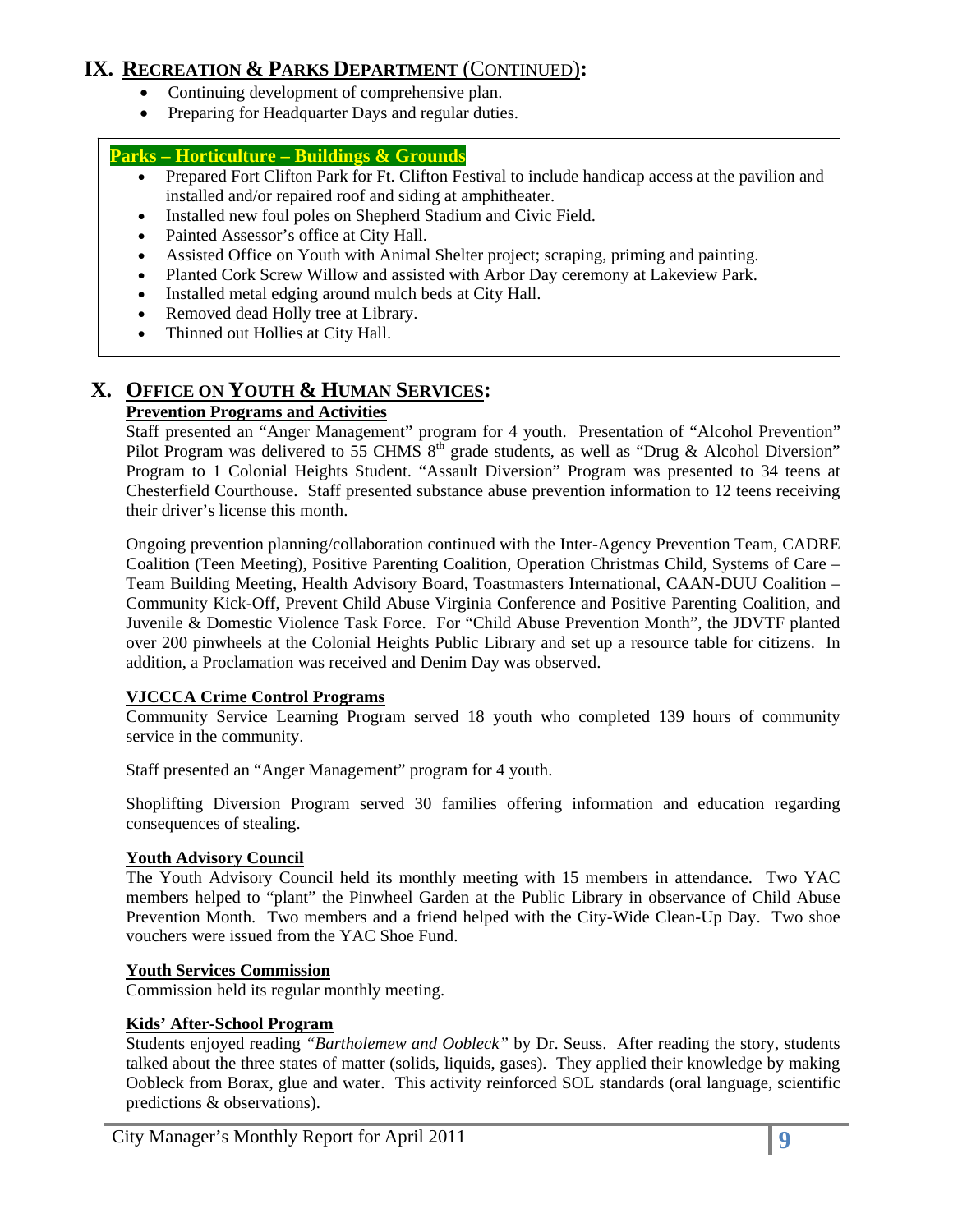## IX. RECREATION & PARKS DEPARTMENT (CONTINUED):

- Continuing development of comprehensive plan.
- Preparing for Headquarter Days and regular duties.

**Parks – Horticulture – Buildings & Grounds**

- Prepared Fort Clifton Park for Ft. Clifton Festival to include handicap access at the pavilion and installed and/or repaired roof and siding at amphitheater.
- Installed new foul poles on Shepherd Stadium and Civic Field.
- Painted Assessor's office at City Hall.
- Assisted Office on Youth with Animal Shelter project; scraping, priming and painting.
- Planted Cork Screw Willow and assisted with Arbor Day ceremony at Lakeview Park.
- Installed metal edging around mulch beds at City Hall.
- Removed dead Holly tree at Library.
- Thinned out Hollies at City Hall.

## X. OFFICE ON YOUTH & HUMAN SERVICES:

**Prevention Programs and Activities**

Staff presented an "Anger Management" program for 4 youth. Presentation of "Alcohol Prevention" Pilot Program was delivered to 55 CHMS 8th grade students, as well as "Drug & Alcohol Diversion" Program to 1 Colonial Heights Student. "Assault Diversion" Program was presented to 34 teens at Chesterfield Courthouse. Staff presented substance abuse prevention information to 12 teens receiving their driver's license this month.

Ongoing prevention planning/collaboration continued with the Inter-Agency Prevention Team, CADRE Coalition (Teen Meeting), Positive Parenting Coalition, Operation Christmas Child, Systems of Care – Team Building Meeting, Health Advisory Board, Toastmasters International, CAAN-DUU Coalition – Community Kick-Off, Prevent Child Abuse Virginia Conference and Positive Parenting Coalition, and Juvenile & Domestic Violence Task Force. For "Child Abuse Prevention Month", the JDVTF planted over 200 pinwheels at the Colonial Heights Public Library and set up a resource table for citizens. In addition, a Proclamation was received and Denim Day was observed.

**VJCCCA Crime Control Programs**

Community Service Learning Program served 18 youth who completed 139 hours of community service in the community.

Staff presented an "Anger Management" program for 4 youth.

Shoplifting Diversion Program served 30 families offering information and education regarding consequences of stealing.

**Youth Advisory Council**

The Youth Advisory Council held its monthly meeting with 15 members in attendance. Two YAC members helped to "plant" the Pinwheel Garden at the Public Library in observance of Child Abuse Prevention Month. Two members and a friend helped with the City-Wide Clean-Up Day. Two shoe vouchers were issued from the YAC Shoe Fund.

**Youth Services Commission**

Commission held its regular monthly meeting.

**Kids' After-School Program**

Students enjoyed reading *"Bartholemew and Oobleck"* by Dr. Seuss. After reading the story, students talked about the three states of matter (solids, liquids, gases). They applied their knowledge by making Oobleck from Borax, glue and water. This activity reinforced SOL standards (oral language, scientific predictions & observations).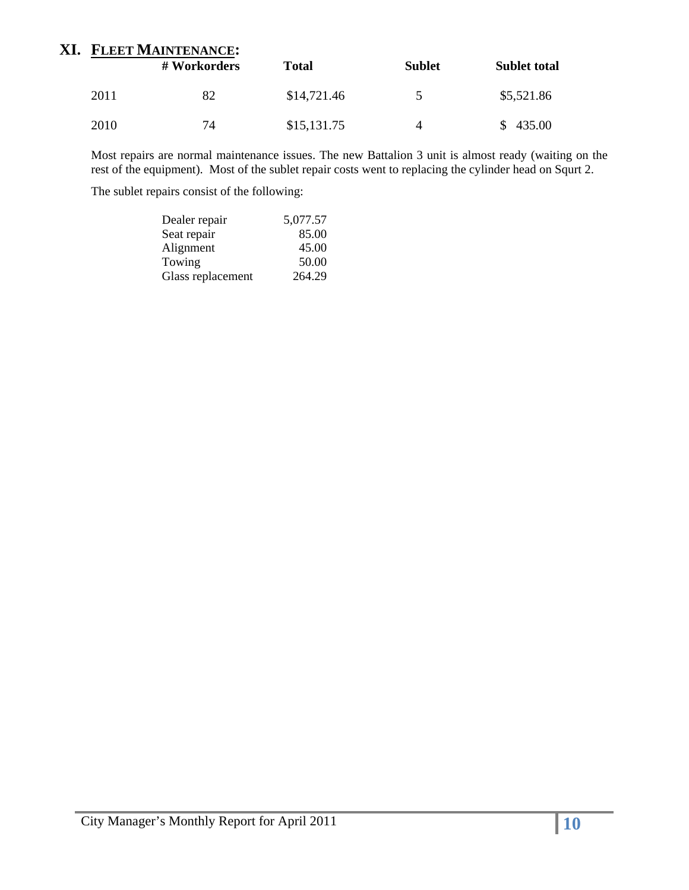## XI. FLEET MAINTENANCE:

| | # Workorders | Total | Sublet | Sublet total |
|---|---|---|---|---|
| 2011 | 82 | $14,721.46 | 5 | $5,521.86 |
| 2010 | 74 | $15,131.75 | 4 | $ 435.00 |

Most repairs are normal maintenance issues. The new Battalion 3 unit is almost ready (waiting on the rest of the equipment). Most of the sublet repair costs went to replacing the cylinder head on Squrt 2.

The sublet repairs consist of the following:

| | |
|---|---|
| Dealer repair | 5,077.57 |
| Seat repair | 85.00 |
| Alignment | 45.00 |
| Towing | 50.00 |
| Glass replacement | 264.29 |